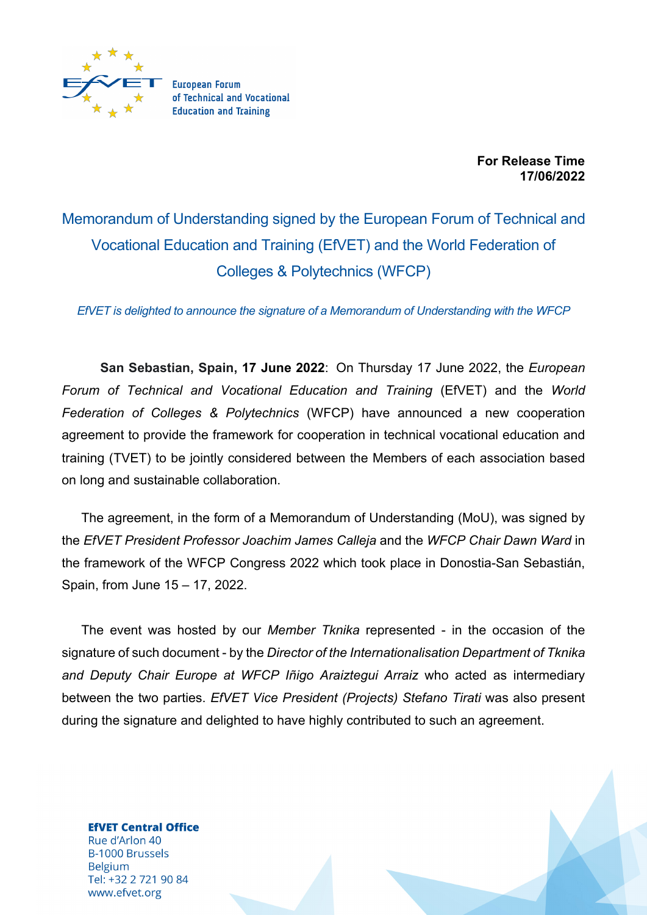European Forum of Technical and Vocational Education and Training

**For Release Time**
**17/06/2022**

# Memorandum of Understanding signed by the European Forum of Technical and Vocational Education and Training (EfVET) and the World Federation of Colleges & Polytechnics (WFCP)

*EfVET is delighted to announce the signature of a Memorandum of Understanding with the WFCP*

**San Sebastian, Spain, 17 June 2022**: On Thursday 17 June 2022, the *European Forum of Technical and Vocational Education and Training* (EfVET) and the *World Federation of Colleges & Polytechnics* (WFCP) have announced a new cooperation agreement to provide the framework for cooperation in technical vocational education and training (TVET) to be jointly considered between the Members of each association based on long and sustainable collaboration.

The agreement, in the form of a Memorandum of Understanding (MoU), was signed by the *EfVET President Professor Joachim James Calleja* and the *WFCP Chair Dawn Ward* in the framework of the WFCP Congress 2022 which took place in Donostia-San Sebastián, Spain, from June 15 – 17, 2022.

The event was hosted by our *Member Tknika* represented - in the occasion of the signature of such document - by the *Director of the Internationalisation Department of Tknika and Deputy Chair Europe at WFCP Iñigo Araiztegui Arraiz* who acted as intermediary between the two parties. *EfVET Vice President (Projects) Stefano Tirati* was also present during the signature and delighted to have highly contributed to such an agreement.

**EfVET Central Office**
Rue d'Arlon 40
B-1000 Brussels
Belgium
Tel: +32 2 721 90 84
www.efvet.org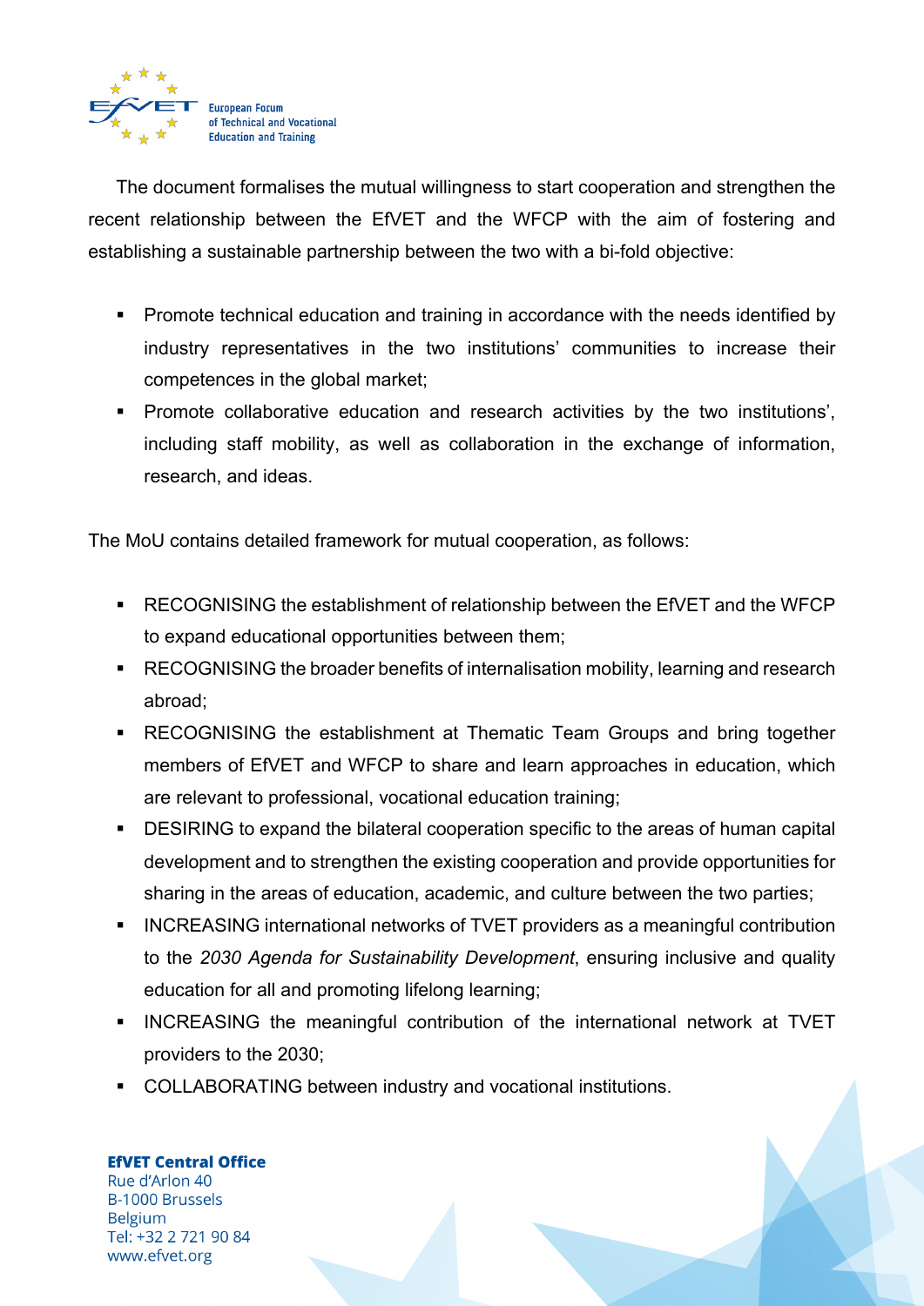The document formalises the mutual willingness to start cooperation and strengthen the recent relationship between the EfVET and the WFCP with the aim of fostering and establishing a sustainable partnership between the two with a bi-fold objective:

- Promote technical education and training in accordance with the needs identified by industry representatives in the two institutions' communities to increase their competences in the global market;
- Promote collaborative education and research activities by the two institutions', including staff mobility, as well as collaboration in the exchange of information, research, and ideas.

The MoU contains detailed framework for mutual cooperation, as follows:

- RECOGNISING the establishment of relationship between the EfVET and the WFCP to expand educational opportunities between them;
- RECOGNISING the broader benefits of internalisation mobility, learning and research abroad;
- RECOGNISING the establishment at Thematic Team Groups and bring together members of EfVET and WFCP to share and learn approaches in education, which are relevant to professional, vocational education training;
- DESIRING to expand the bilateral cooperation specific to the areas of human capital development and to strengthen the existing cooperation and provide opportunities for sharing in the areas of education, academic, and culture between the two parties;
- INCREASING international networks of TVET providers as a meaningful contribution to the *2030 Agenda for Sustainability Development*, ensuring inclusive and quality education for all and promoting lifelong learning;
- INCREASING the meaningful contribution of the international network at TVET providers to the 2030;
- COLLABORATING between industry and vocational institutions.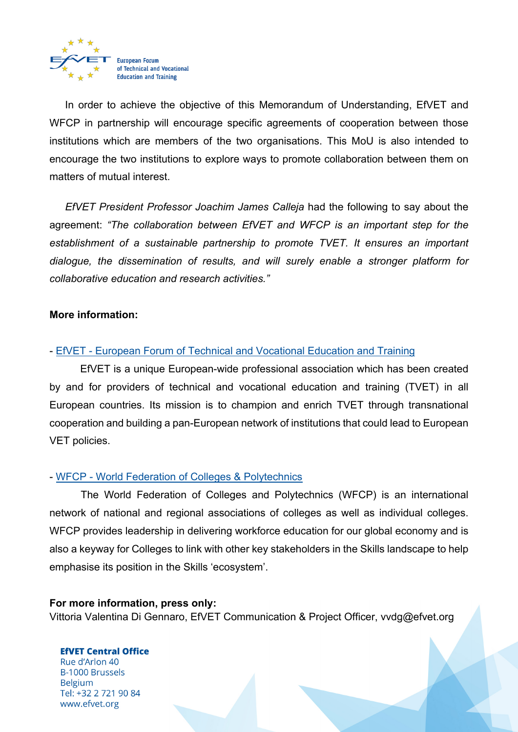In order to achieve the objective of this Memorandum of Understanding, EfVET and WFCP in partnership will encourage specific agreements of cooperation between those institutions which are members of the two organisations. This MoU is also intended to encourage the two institutions to explore ways to promote collaboration between them on matters of mutual interest.

*EfVET President Professor Joachim James Calleja* had the following to say about the agreement: *"The collaboration between EfVET and WFCP is an important step for the establishment of a sustainable partnership to promote TVET. It ensures an important dialogue, the dissemination of results, and will surely enable a stronger platform for collaborative education and research activities."*

**More information:**

- EfVET - European Forum of Technical and Vocational Education and Training

EfVET is a unique European-wide professional association which has been created by and for providers of technical and vocational education and training (TVET) in all European countries. Its mission is to champion and enrich TVET through transnational cooperation and building a pan-European network of institutions that could lead to European VET policies.

- WFCP - World Federation of Colleges & Polytechnics

The World Federation of Colleges and Polytechnics (WFCP) is an international network of national and regional associations of colleges as well as individual colleges. WFCP provides leadership in delivering workforce education for our global economy and is also a keyway for Colleges to link with other key stakeholders in the Skills landscape to help emphasise its position in the Skills 'ecosystem'.

**For more information, press only:**
Vittoria Valentina Di Gennaro, EfVET Communication & Project Officer, vvdg@efvet.org

**EfVET Central Office**
Rue d'Arlon 40
B-1000 Brussels
Belgium
Tel: +32 2 721 90 84
www.efvet.org